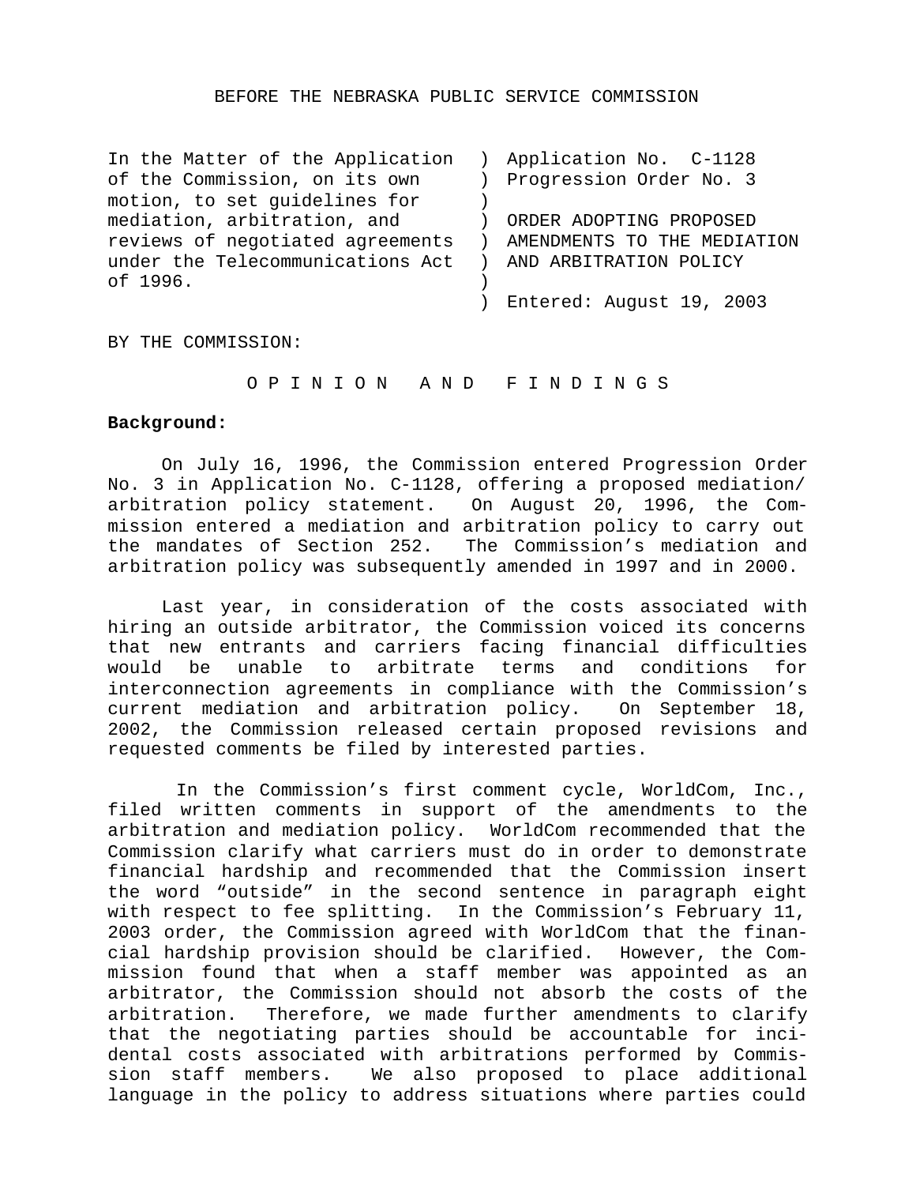BEFORE THE NEBRASKA PUBLIC SERVICE COMMISSION

| | |
|---|---|
| In the Matter of the Application of the Commission, on its own motion, to set guidelines for mediation, arbitration, and reviews of negotiated agreements under the Telecommunications Act of 1996. | Application No. C-1128<br>Progression Order No. 3<br><br>ORDER ADOPTING PROPOSED AMENDMENTS TO THE MEDIATION AND ARBITRATION POLICY<br><br>Entered: August 19, 2003 |

BY THE COMMISSION:

## O P I N I O N A N D F I N D I N G S

**Background:**

On July 16, 1996, the Commission entered Progression Order No. 3 in Application No. C-1128, offering a proposed mediation/ arbitration policy statement. On August 20, 1996, the Commission entered a mediation and arbitration policy to carry out the mandates of Section 252. The Commission's mediation and arbitration policy was subsequently amended in 1997 and in 2000.

Last year, in consideration of the costs associated with hiring an outside arbitrator, the Commission voiced its concerns that new entrants and carriers facing financial difficulties would be unable to arbitrate terms and conditions for interconnection agreements in compliance with the Commission's current mediation and arbitration policy. On September 18, 2002, the Commission released certain proposed revisions and requested comments be filed by interested parties.

In the Commission's first comment cycle, WorldCom, Inc., filed written comments in support of the amendments to the arbitration and mediation policy. WorldCom recommended that the Commission clarify what carriers must do in order to demonstrate financial hardship and recommended that the Commission insert the word "outside" in the second sentence in paragraph eight with respect to fee splitting. In the Commission's February 11, 2003 order, the Commission agreed with WorldCom that the financial hardship provision should be clarified. However, the Commission found that when a staff member was appointed as an arbitrator, the Commission should not absorb the costs of the arbitration. Therefore, we made further amendments to clarify that the negotiating parties should be accountable for incidental costs associated with arbitrations performed by Commission staff members. We also proposed to place additional language in the policy to address situations where parties could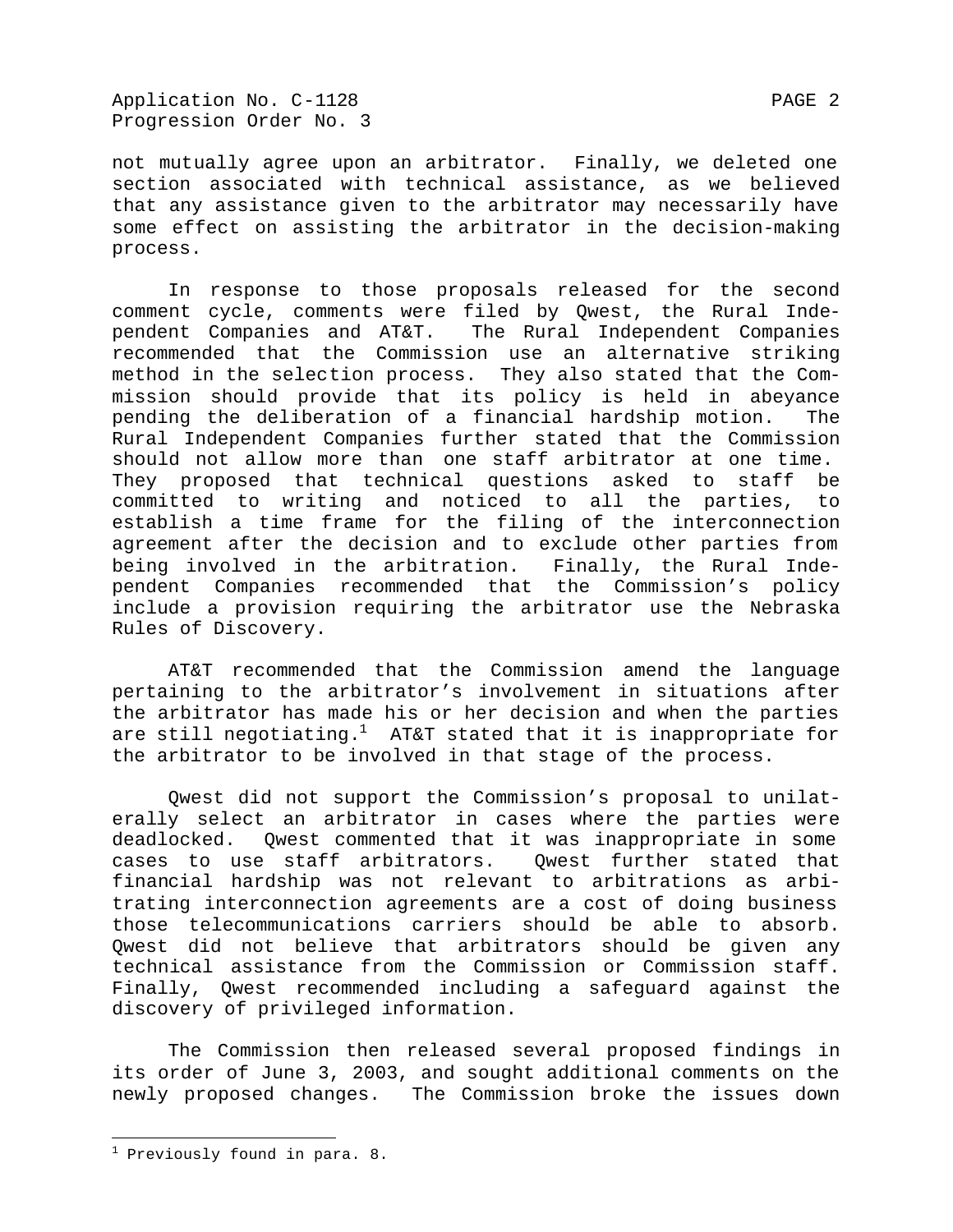not mutually agree upon an arbitrator. Finally, we deleted one section associated with technical assistance, as we believed that any assistance given to the arbitrator may necessarily have some effect on assisting the arbitrator in the decision-making process.

In response to those proposals released for the second comment cycle, comments were filed by Qwest, the Rural Independent Companies and AT&T. The Rural Independent Companies recommended that the Commission use an alternative striking method in the selection process. They also stated that the Commission should provide that its policy is held in abeyance pending the deliberation of a financial hardship motion. The Rural Independent Companies further stated that the Commission should not allow more than one staff arbitrator at one time. They proposed that technical questions asked to staff be committed to writing and noticed to all the parties, to establish a time frame for the filing of the interconnection agreement after the decision and to exclude other parties from being involved in the arbitration. Finally, the Rural Independent Companies recommended that the Commission's policy include a provision requiring the arbitrator use the Nebraska Rules of Discovery.

AT&T recommended that the Commission amend the language pertaining to the arbitrator's involvement in situations after the arbitrator has made his or her decision and when the parties are still negotiating.[1] AT&T stated that it is inappropriate for the arbitrator to be involved in that stage of the process.

Qwest did not support the Commission's proposal to unilaterally select an arbitrator in cases where the parties were deadlocked. Qwest commented that it was inappropriate in some cases to use staff arbitrators. Qwest further stated that financial hardship was not relevant to arbitrations as arbitrating interconnection agreements are a cost of doing business those telecommunications carriers should be able to absorb. Qwest did not believe that arbitrators should be given any technical assistance from the Commission or Commission staff. Finally, Qwest recommended including a safeguard against the discovery of privileged information.

The Commission then released several proposed findings in its order of June 3, 2003, and sought additional comments on the newly proposed changes. The Commission broke the issues down

[1] Previously found in para. 8.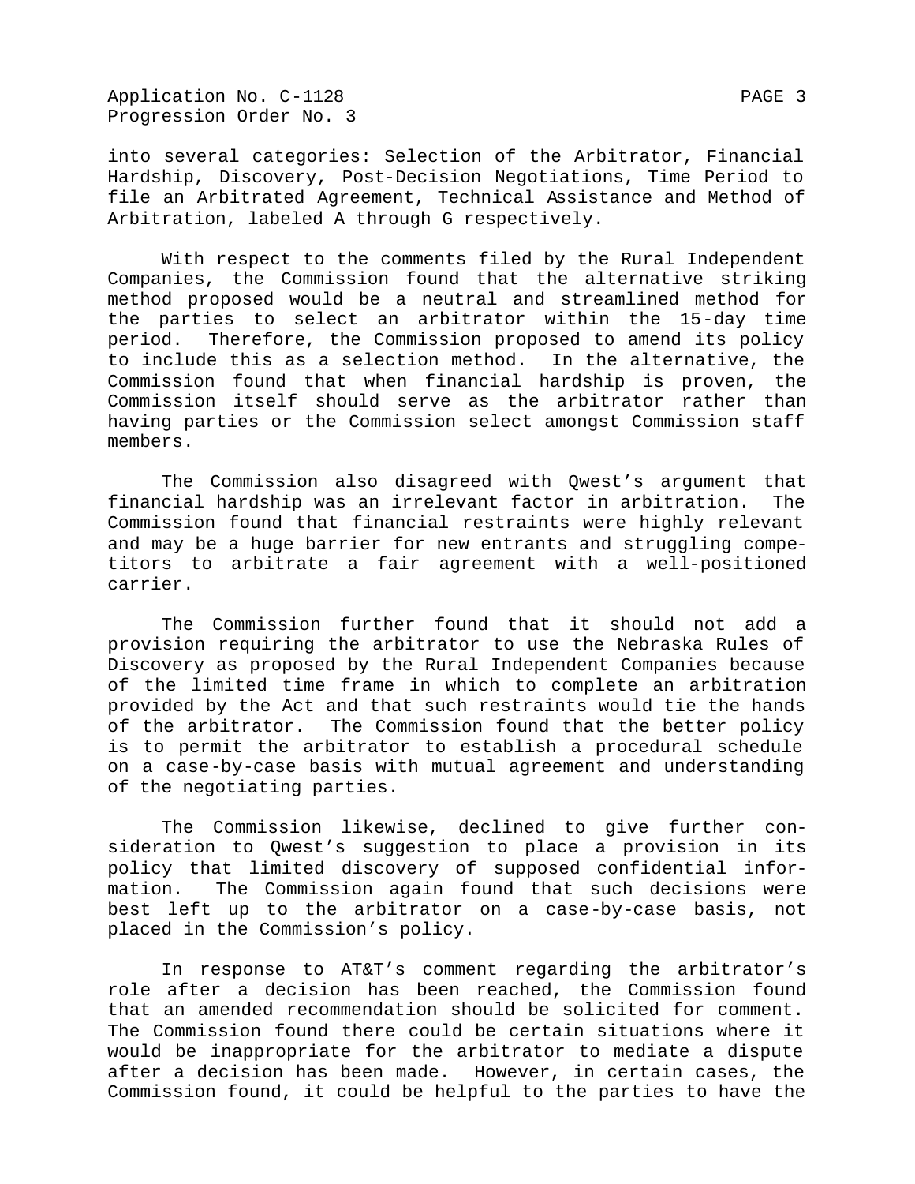into several categories: Selection of the Arbitrator, Financial Hardship, Discovery, Post-Decision Negotiations, Time Period to file an Arbitrated Agreement, Technical Assistance and Method of Arbitration, labeled A through G respectively.

With respect to the comments filed by the Rural Independent Companies, the Commission found that the alternative striking method proposed would be a neutral and streamlined method for the parties to select an arbitrator within the 15-day time period. Therefore, the Commission proposed to amend its policy to include this as a selection method. In the alternative, the Commission found that when financial hardship is proven, the Commission itself should serve as the arbitrator rather than having parties or the Commission select amongst Commission staff members.

The Commission also disagreed with Qwest's argument that financial hardship was an irrelevant factor in arbitration. The Commission found that financial restraints were highly relevant and may be a huge barrier for new entrants and struggling competitors to arbitrate a fair agreement with a well-positioned carrier.

The Commission further found that it should not add a provision requiring the arbitrator to use the Nebraska Rules of Discovery as proposed by the Rural Independent Companies because of the limited time frame in which to complete an arbitration provided by the Act and that such restraints would tie the hands of the arbitrator. The Commission found that the better policy is to permit the arbitrator to establish a procedural schedule on a case-by-case basis with mutual agreement and understanding of the negotiating parties.

The Commission likewise, declined to give further consideration to Qwest's suggestion to place a provision in its policy that limited discovery of supposed confidential information. The Commission again found that such decisions were best left up to the arbitrator on a case-by-case basis, not placed in the Commission's policy.

In response to AT&T's comment regarding the arbitrator's role after a decision has been reached, the Commission found that an amended recommendation should be solicited for comment. The Commission found there could be certain situations where it would be inappropriate for the arbitrator to mediate a dispute after a decision has been made. However, in certain cases, the Commission found, it could be helpful to the parties to have the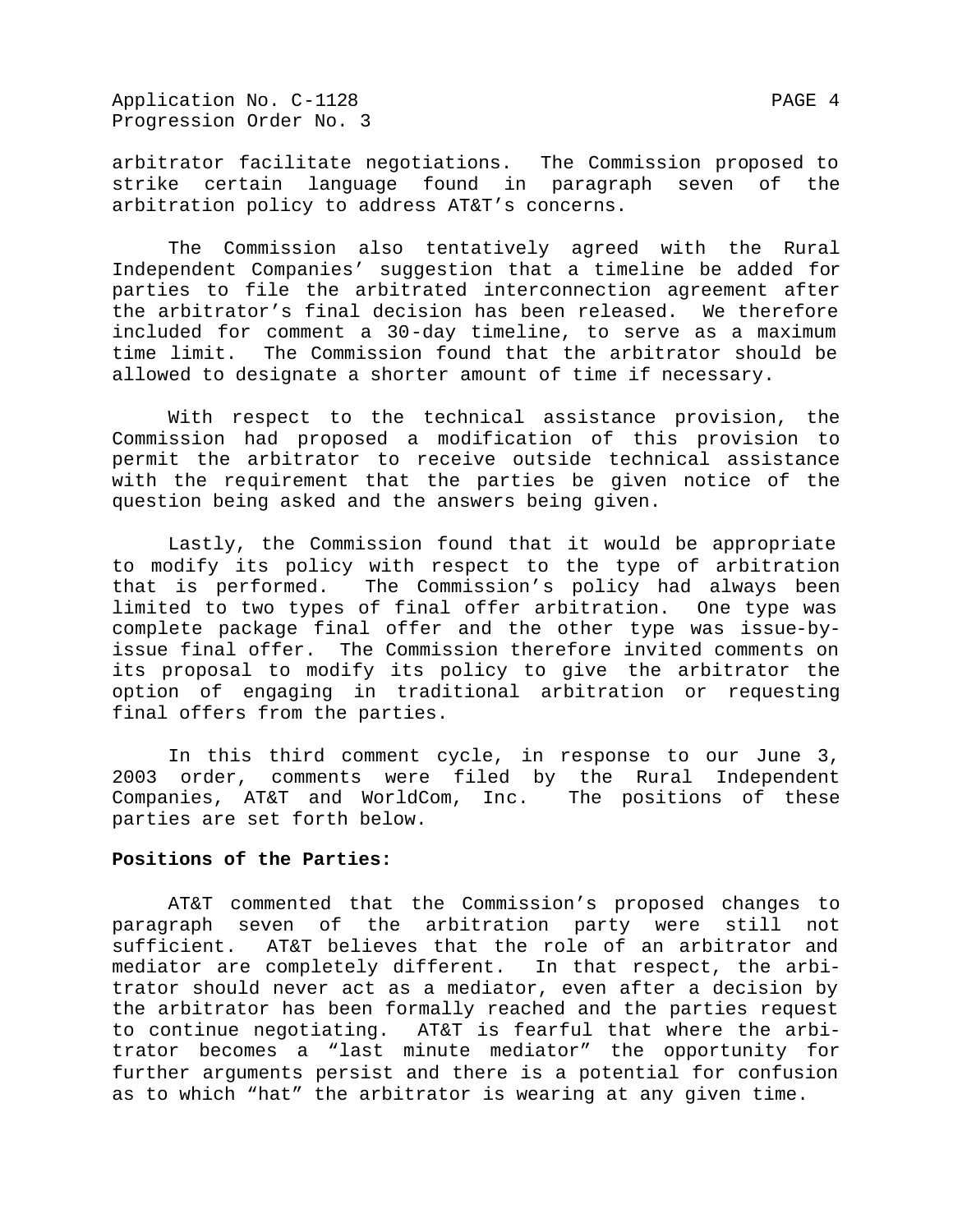arbitrator facilitate negotiations. The Commission proposed to strike certain language found in paragraph seven of the arbitration policy to address AT&T's concerns.

The Commission also tentatively agreed with the Rural Independent Companies' suggestion that a timeline be added for parties to file the arbitrated interconnection agreement after the arbitrator's final decision has been released. We therefore included for comment a 30-day timeline, to serve as a maximum time limit. The Commission found that the arbitrator should be allowed to designate a shorter amount of time if necessary.

With respect to the technical assistance provision, the Commission had proposed a modification of this provision to permit the arbitrator to receive outside technical assistance with the requirement that the parties be given notice of the question being asked and the answers being given.

Lastly, the Commission found that it would be appropriate to modify its policy with respect to the type of arbitration that is performed. The Commission's policy had always been limited to two types of final offer arbitration. One type was complete package final offer and the other type was issue-by-issue final offer. The Commission therefore invited comments on its proposal to modify its policy to give the arbitrator the option of engaging in traditional arbitration or requesting final offers from the parties.

In this third comment cycle, in response to our June 3, 2003 order, comments were filed by the Rural Independent Companies, AT&T and WorldCom, Inc. The positions of these parties are set forth below.

**Positions of the Parties:**

AT&T commented that the Commission's proposed changes to paragraph seven of the arbitration party were still not sufficient. AT&T believes that the role of an arbitrator and mediator are completely different. In that respect, the arbitrator should never act as a mediator, even after a decision by the arbitrator has been formally reached and the parties request to continue negotiating. AT&T is fearful that where the arbitrator becomes a "last minute mediator" the opportunity for further arguments persist and there is a potential for confusion as to which "hat" the arbitrator is wearing at any given time.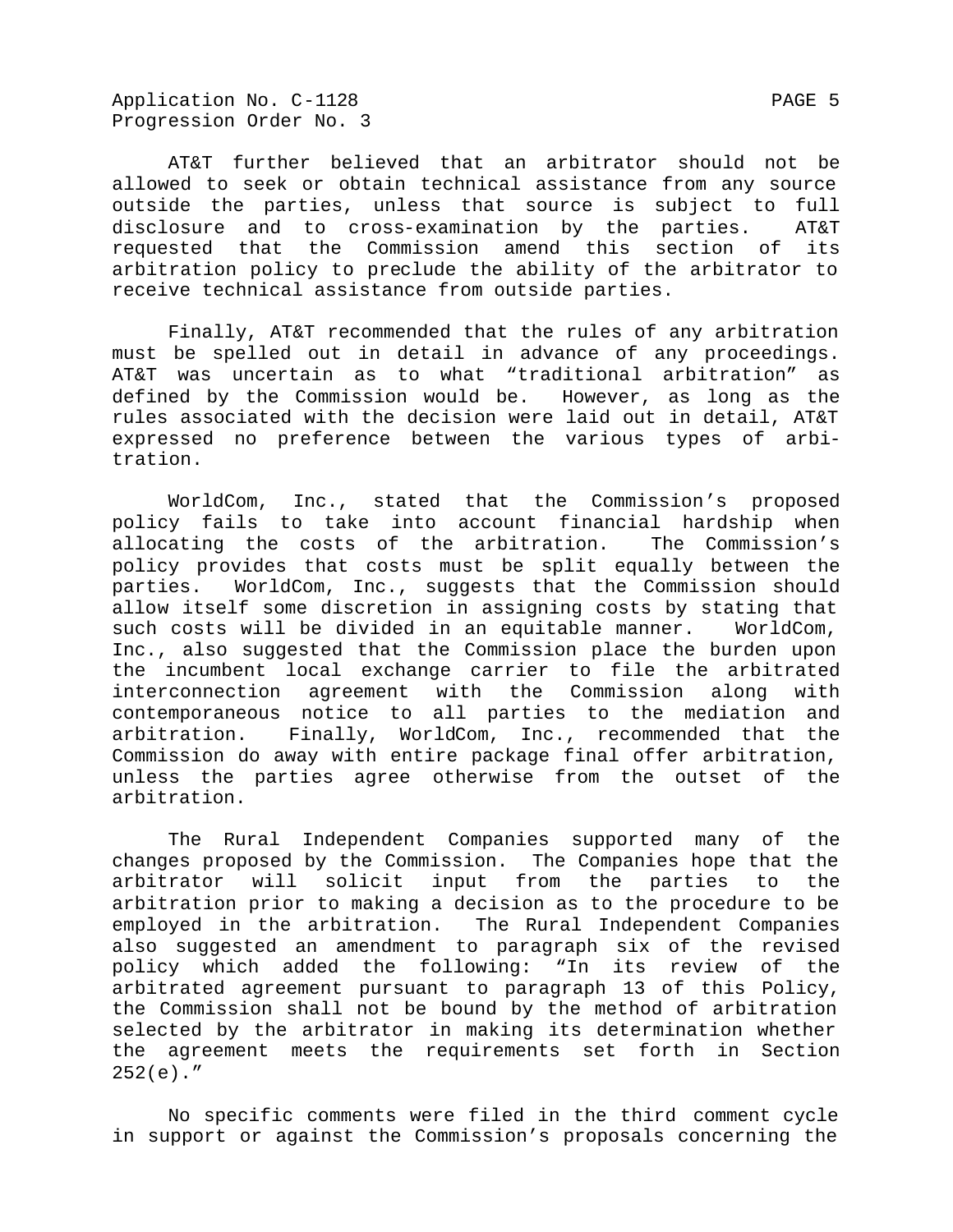AT&T further believed that an arbitrator should not be allowed to seek or obtain technical assistance from any source outside the parties, unless that source is subject to full disclosure and to cross-examination by the parties. AT&T requested that the Commission amend this section of its arbitration policy to preclude the ability of the arbitrator to receive technical assistance from outside parties.

Finally, AT&T recommended that the rules of any arbitration must be spelled out in detail in advance of any proceedings. AT&T was uncertain as to what "traditional arbitration" as defined by the Commission would be. However, as long as the rules associated with the decision were laid out in detail, AT&T expressed no preference between the various types of arbitration.

WorldCom, Inc., stated that the Commission's proposed policy fails to take into account financial hardship when allocating the costs of the arbitration. The Commission's policy provides that costs must be split equally between the parties. WorldCom, Inc., suggests that the Commission should allow itself some discretion in assigning costs by stating that such costs will be divided in an equitable manner. WorldCom, Inc., also suggested that the Commission place the burden upon the incumbent local exchange carrier to file the arbitrated interconnection agreement with the Commission along with contemporaneous notice to all parties to the mediation and arbitration. Finally, WorldCom, Inc., recommended that the Commission do away with entire package final offer arbitration, unless the parties agree otherwise from the outset of the arbitration.

The Rural Independent Companies supported many of the changes proposed by the Commission. The Companies hope that the arbitrator will solicit input from the parties to the arbitration prior to making a decision as to the procedure to be employed in the arbitration. The Rural Independent Companies also suggested an amendment to paragraph six of the revised policy which added the following: "In its review of the arbitrated agreement pursuant to paragraph 13 of this Policy, the Commission shall not be bound by the method of arbitration selected by the arbitrator in making its determination whether the agreement meets the requirements set forth in Section 252(e)."

No specific comments were filed in the third comment cycle in support or against the Commission's proposals concerning the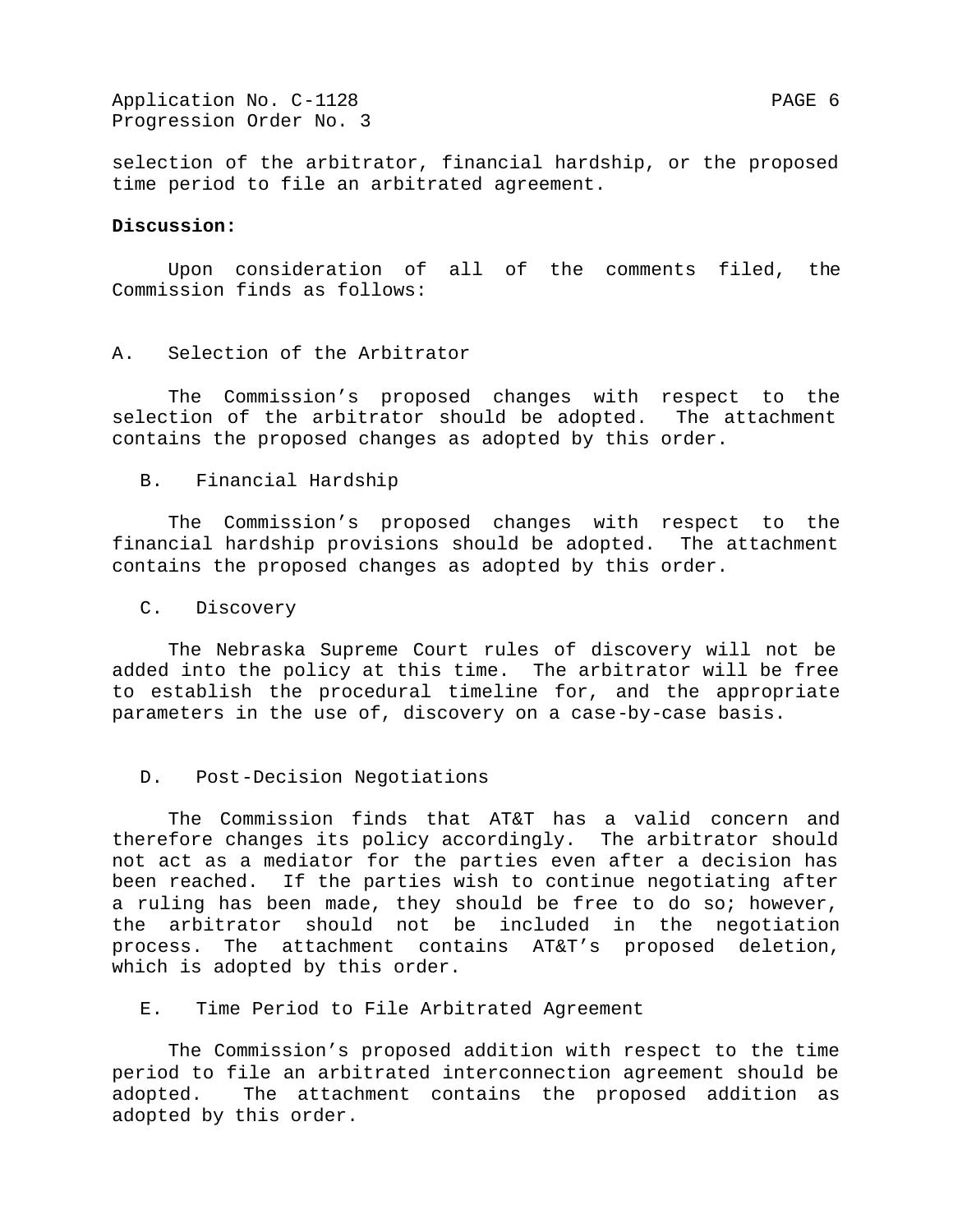selection of the arbitrator, financial hardship, or the proposed time period to file an arbitrated agreement.

**Discussion:**

Upon consideration of all of the comments filed, the Commission finds as follows:

A. Selection of the Arbitrator

The Commission's proposed changes with respect to the selection of the arbitrator should be adopted. The attachment contains the proposed changes as adopted by this order.

B. Financial Hardship

The Commission's proposed changes with respect to the financial hardship provisions should be adopted. The attachment contains the proposed changes as adopted by this order.

C. Discovery

The Nebraska Supreme Court rules of discovery will not be added into the policy at this time. The arbitrator will be free to establish the procedural timeline for, and the appropriate parameters in the use of, discovery on a case-by-case basis.

D. Post-Decision Negotiations

The Commission finds that AT&T has a valid concern and therefore changes its policy accordingly. The arbitrator should not act as a mediator for the parties even after a decision has been reached. If the parties wish to continue negotiating after a ruling has been made, they should be free to do so; however, the arbitrator should not be included in the negotiation process. The attachment contains AT&T's proposed deletion, which is adopted by this order.

E. Time Period to File Arbitrated Agreement

The Commission's proposed addition with respect to the time period to file an arbitrated interconnection agreement should be adopted. The attachment contains the proposed addition as adopted by this order.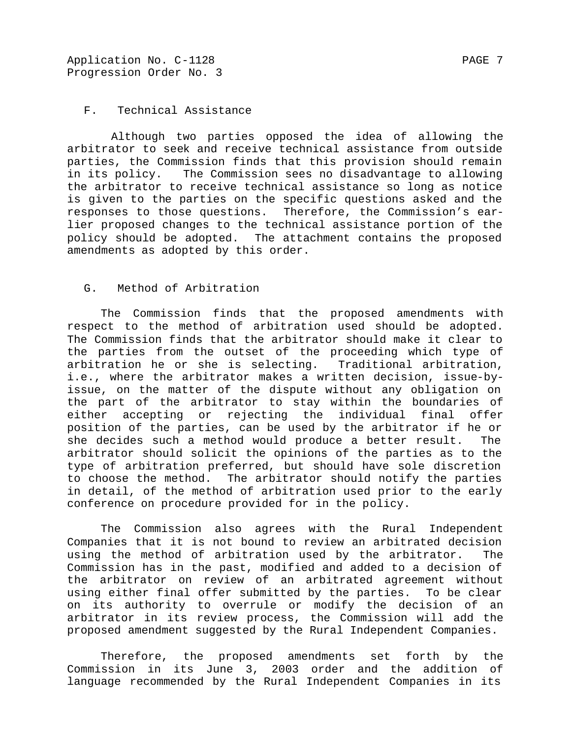### F. Technical Assistance

Although two parties opposed the idea of allowing the arbitrator to seek and receive technical assistance from outside parties, the Commission finds that this provision should remain in its policy. The Commission sees no disadvantage to allowing the arbitrator to receive technical assistance so long as notice is given to the parties on the specific questions asked and the responses to those questions. Therefore, the Commission's earlier proposed changes to the technical assistance portion of the policy should be adopted. The attachment contains the proposed amendments as adopted by this order.

### G. Method of Arbitration

The Commission finds that the proposed amendments with respect to the method of arbitration used should be adopted. The Commission finds that the arbitrator should make it clear to the parties from the outset of the proceeding which type of arbitration he or she is selecting. Traditional arbitration, i.e., where the arbitrator makes a written decision, issue-by-issue, on the matter of the dispute without any obligation on the part of the arbitrator to stay within the boundaries of either accepting or rejecting the individual final offer position of the parties, can be used by the arbitrator if he or she decides such a method would produce a better result. The arbitrator should solicit the opinions of the parties as to the type of arbitration preferred, but should have sole discretion to choose the method. The arbitrator should notify the parties in detail, of the method of arbitration used prior to the early conference on procedure provided for in the policy.

The Commission also agrees with the Rural Independent Companies that it is not bound to review an arbitrated decision using the method of arbitration used by the arbitrator. The Commission has in the past, modified and added to a decision of the arbitrator on review of an arbitrated agreement without using either final offer submitted by the parties. To be clear on its authority to overrule or modify the decision of an arbitrator in its review process, the Commission will add the proposed amendment suggested by the Rural Independent Companies.

Therefore, the proposed amendments set forth by the Commission in its June 3, 2003 order and the addition of language recommended by the Rural Independent Companies in its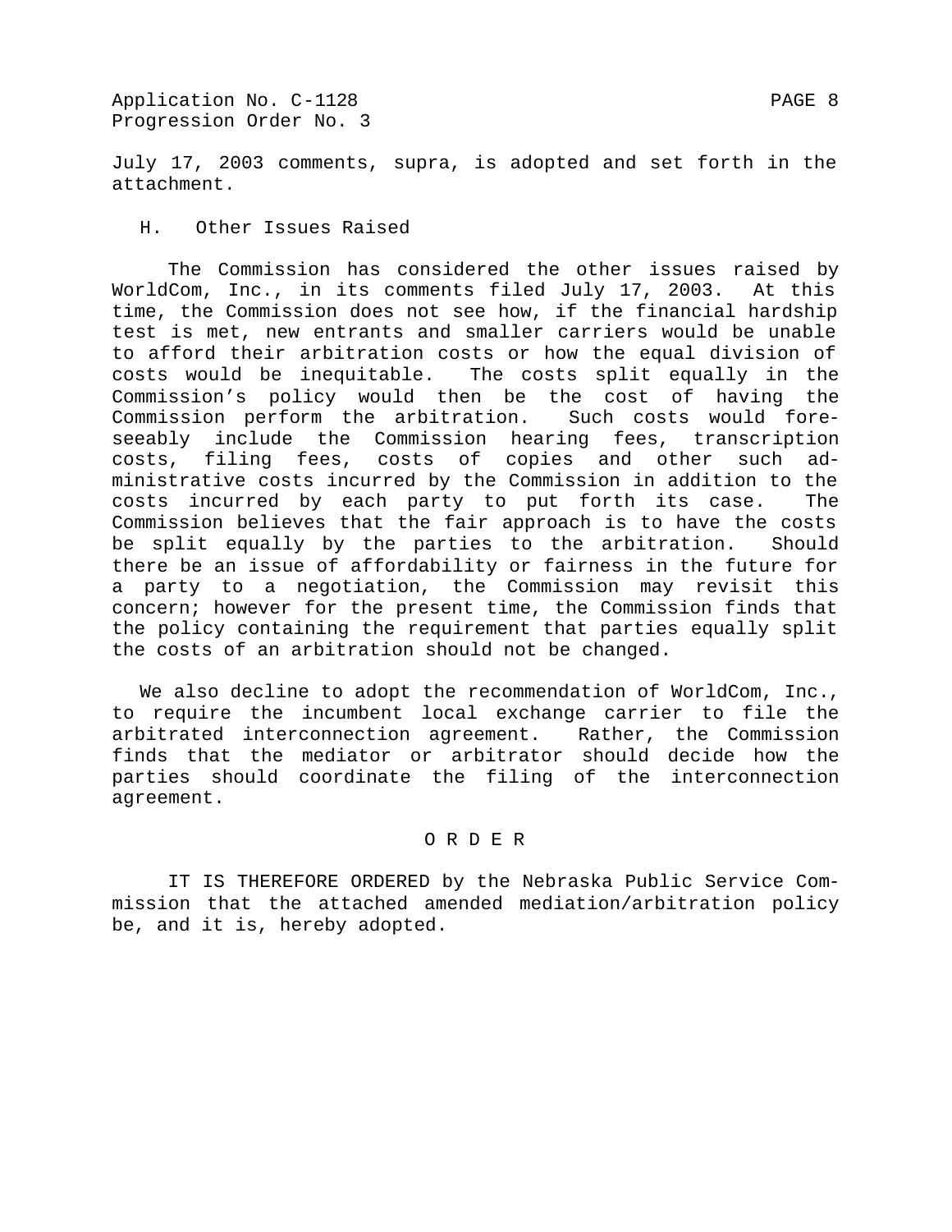July 17, 2003 comments, supra, is adopted and set forth in the attachment.

## H. Other Issues Raised

The Commission has considered the other issues raised by WorldCom, Inc., in its comments filed July 17, 2003. At this time, the Commission does not see how, if the financial hardship test is met, new entrants and smaller carriers would be unable to afford their arbitration costs or how the equal division of costs would be inequitable. The costs split equally in the Commission's policy would then be the cost of having the Commission perform the arbitration. Such costs would foreseeably include the Commission hearing fees, transcription costs, filing fees, costs of copies and other such administrative costs incurred by the Commission in addition to the costs incurred by each party to put forth its case. The Commission believes that the fair approach is to have the costs be split equally by the parties to the arbitration. Should there be an issue of affordability or fairness in the future for a party to a negotiation, the Commission may revisit this concern; however for the present time, the Commission finds that the policy containing the requirement that parties equally split the costs of an arbitration should not be changed.

We also decline to adopt the recommendation of WorldCom, Inc., to require the incumbent local exchange carrier to file the arbitrated interconnection agreement. Rather, the Commission finds that the mediator or arbitrator should decide how the parties should coordinate the filing of the interconnection agreement.

## O R D E R

IT IS THEREFORE ORDERED by the Nebraska Public Service Commission that the attached amended mediation/arbitration policy be, and it is, hereby adopted.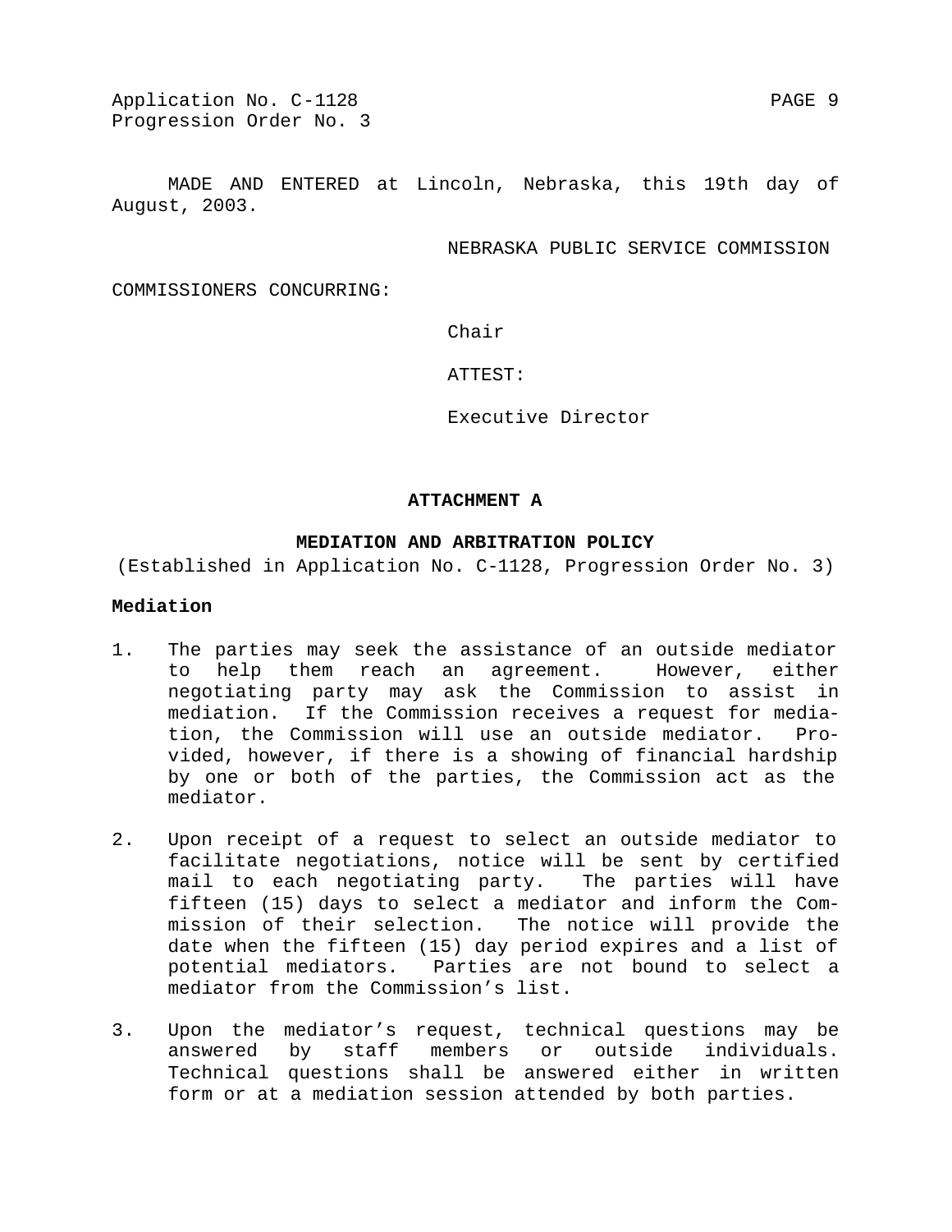MADE AND ENTERED at Lincoln, Nebraska, this 19th day of August, 2003.

NEBRASKA PUBLIC SERVICE COMMISSION

COMMISSIONERS CONCURRING:

Chair

ATTEST:

Executive Director

## ATTACHMENT A

## MEDIATION AND ARBITRATION POLICY

(Established in Application No. C-1128, Progression Order No. 3)

### Mediation

1. The parties may seek the assistance of an outside mediator to help them reach an agreement. However, either negotiating party may ask the Commission to assist in mediation. If the Commission receives a request for mediation, the Commission will use an outside mediator. Provided, however, if there is a showing of financial hardship by one or both of the parties, the Commission act as the mediator.

2. Upon receipt of a request to select an outside mediator to facilitate negotiations, notice will be sent by certified mail to each negotiating party. The parties will have fifteen (15) days to select a mediator and inform the Commission of their selection. The notice will provide the date when the fifteen (15) day period expires and a list of potential mediators. Parties are not bound to select a mediator from the Commission's list.

3. Upon the mediator's request, technical questions may be answered by staff members or outside individuals. Technical questions shall be answered either in written form or at a mediation session attended by both parties.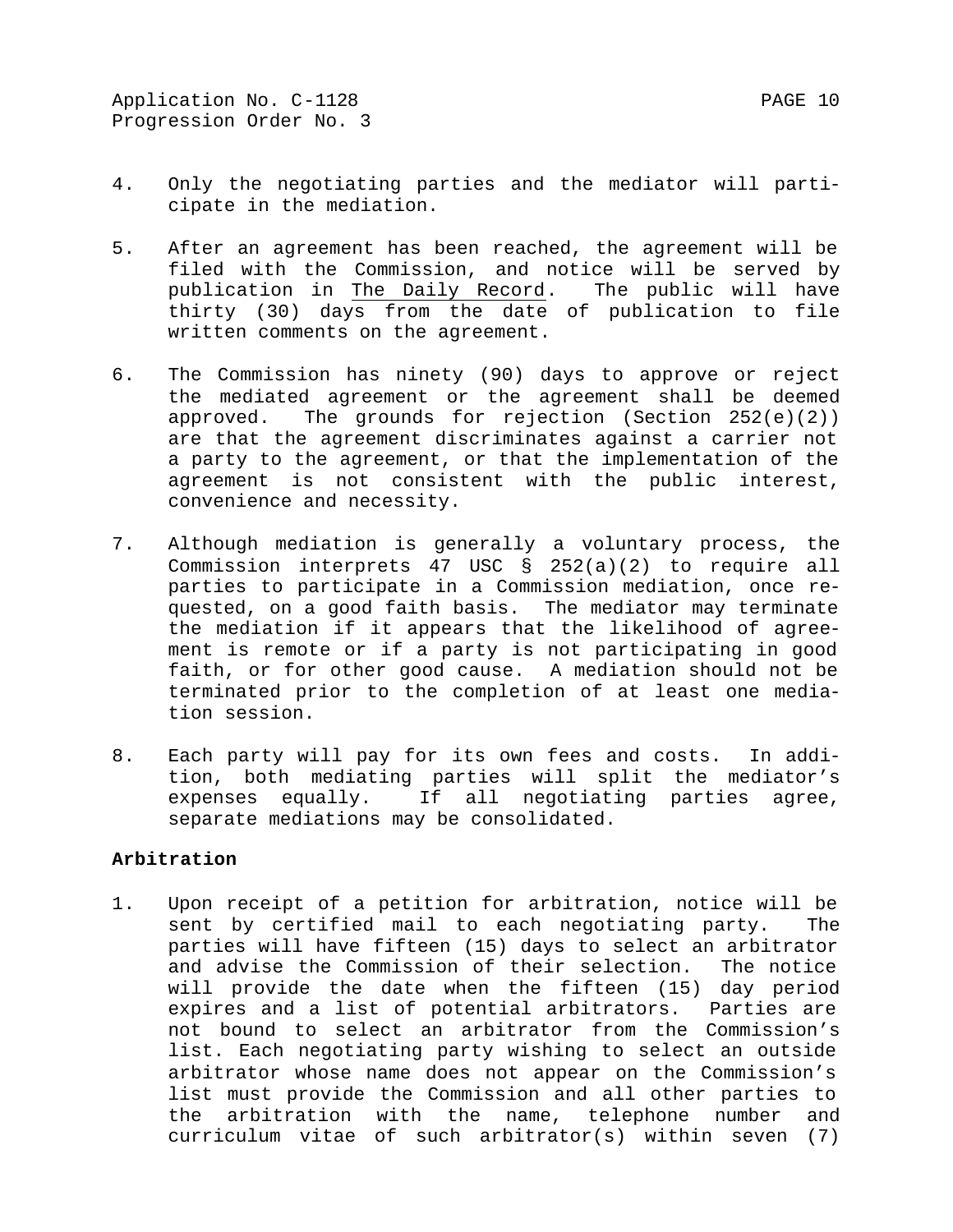4. Only the negotiating parties and the mediator will participate in the mediation.

5. After an agreement has been reached, the agreement will be filed with the Commission, and notice will be served by publication in The Daily Record. The public will have thirty (30) days from the date of publication to file written comments on the agreement.

6. The Commission has ninety (90) days to approve or reject the mediated agreement or the agreement shall be deemed approved. The grounds for rejection (Section 252(e)(2)) are that the agreement discriminates against a carrier not a party to the agreement, or that the implementation of the agreement is not consistent with the public interest, convenience and necessity.

7. Although mediation is generally a voluntary process, the Commission interprets 47 USC § 252(a)(2) to require all parties to participate in a Commission mediation, once requested, on a good faith basis. The mediator may terminate the mediation if it appears that the likelihood of agreement is remote or if a party is not participating in good faith, or for other good cause. A mediation should not be terminated prior to the completion of at least one mediation session.

8. Each party will pay for its own fees and costs. In addition, both mediating parties will split the mediator's expenses equally. If all negotiating parties agree, separate mediations may be consolidated.

**Arbitration**

1. Upon receipt of a petition for arbitration, notice will be sent by certified mail to each negotiating party. The parties will have fifteen (15) days to select an arbitrator and advise the Commission of their selection. The notice will provide the date when the fifteen (15) day period expires and a list of potential arbitrators. Parties are not bound to select an arbitrator from the Commission's list. Each negotiating party wishing to select an outside arbitrator whose name does not appear on the Commission's list must provide the Commission and all other parties to the arbitration with the name, telephone number and curriculum vitae of such arbitrator(s) within seven (7)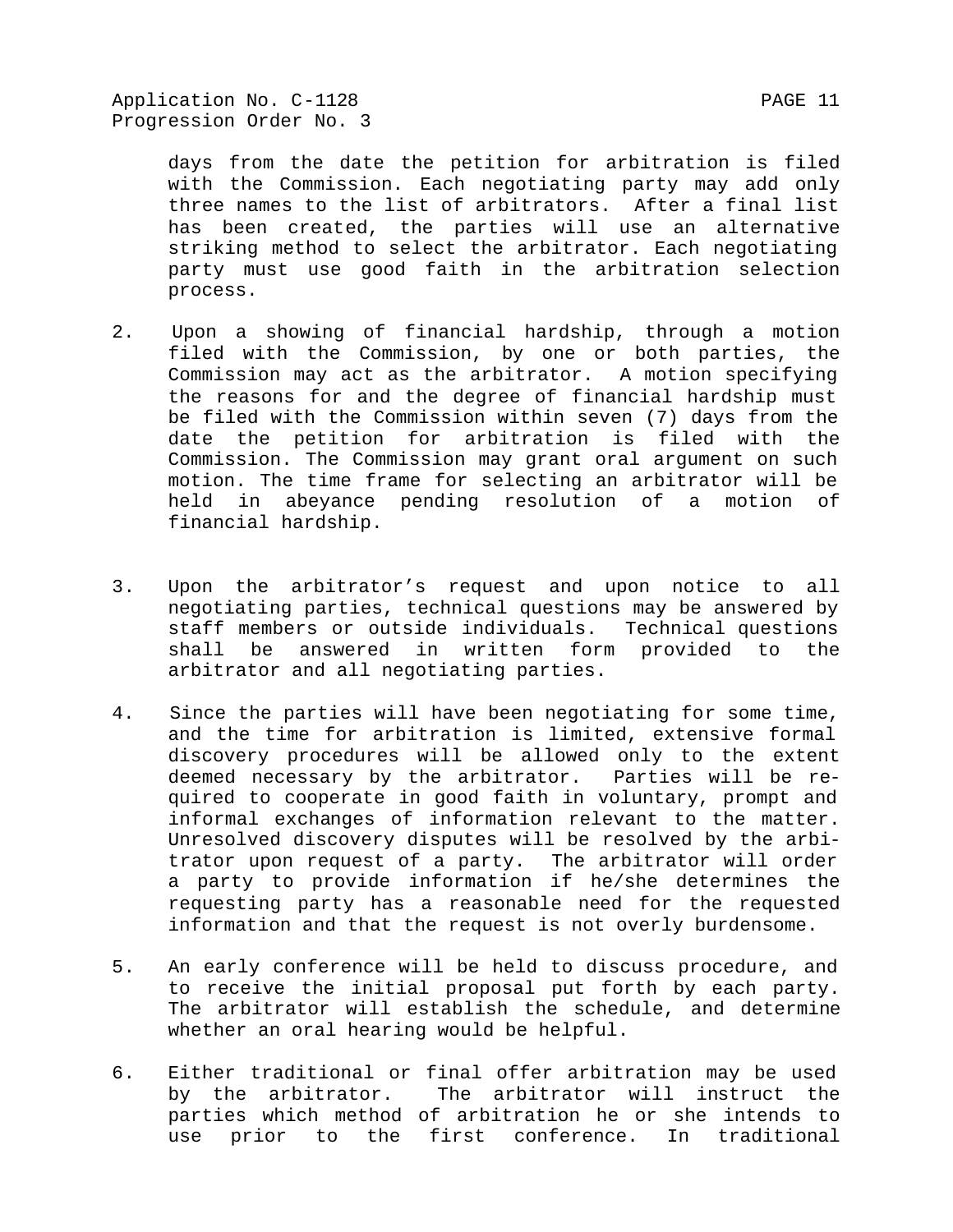days from the date the petition for arbitration is filed with the Commission. Each negotiating party may add only three names to the list of arbitrators. After a final list has been created, the parties will use an alternative striking method to select the arbitrator. Each negotiating party must use good faith in the arbitration selection process.

2. Upon a showing of financial hardship, through a motion filed with the Commission, by one or both parties, the Commission may act as the arbitrator. A motion specifying the reasons for and the degree of financial hardship must be filed with the Commission within seven (7) days from the date the petition for arbitration is filed with the Commission. The Commission may grant oral argument on such motion. The time frame for selecting an arbitrator will be held in abeyance pending resolution of a motion of financial hardship.

3. Upon the arbitrator's request and upon notice to all negotiating parties, technical questions may be answered by staff members or outside individuals. Technical questions shall be answered in written form provided to the arbitrator and all negotiating parties.

4. Since the parties will have been negotiating for some time, and the time for arbitration is limited, extensive formal discovery procedures will be allowed only to the extent deemed necessary by the arbitrator. Parties will be required to cooperate in good faith in voluntary, prompt and informal exchanges of information relevant to the matter. Unresolved discovery disputes will be resolved by the arbitrator upon request of a party. The arbitrator will order a party to provide information if he/she determines the requesting party has a reasonable need for the requested information and that the request is not overly burdensome.

5. An early conference will be held to discuss procedure, and to receive the initial proposal put forth by each party. The arbitrator will establish the schedule, and determine whether an oral hearing would be helpful.

6. Either traditional or final offer arbitration may be used by the arbitrator. The arbitrator will instruct the parties which method of arbitration he or she intends to use prior to the first conference. In traditional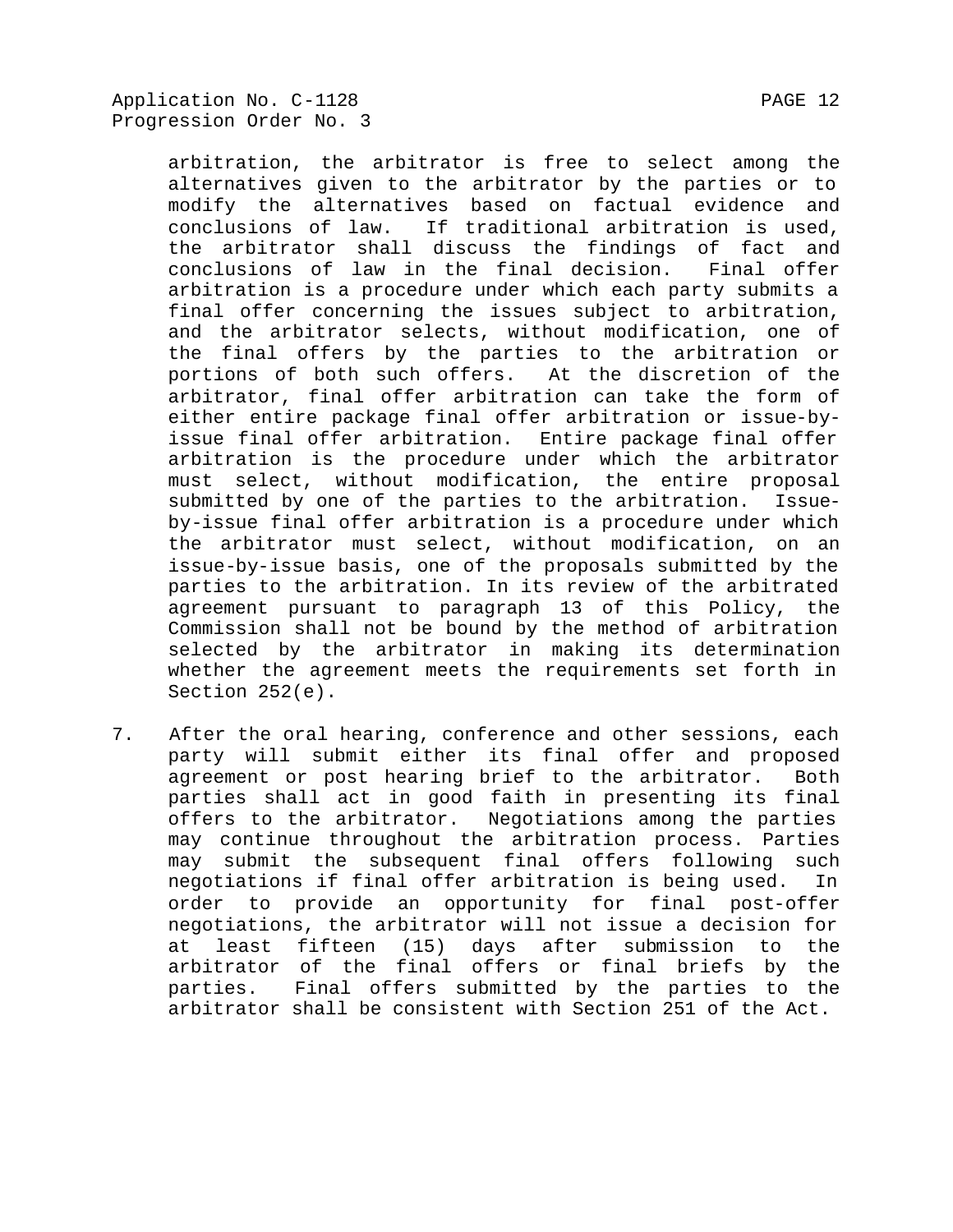arbitration, the arbitrator is free to select among the alternatives given to the arbitrator by the parties or to modify the alternatives based on factual evidence and conclusions of law. If traditional arbitration is used, the arbitrator shall discuss the findings of fact and conclusions of law in the final decision. Final offer arbitration is a procedure under which each party submits a final offer concerning the issues subject to arbitration, and the arbitrator selects, without modification, one of the final offers by the parties to the arbitration or portions of both such offers. At the discretion of the arbitrator, final offer arbitration can take the form of either entire package final offer arbitration or issue-by-issue final offer arbitration. Entire package final offer arbitration is the procedure under which the arbitrator must select, without modification, the entire proposal submitted by one of the parties to the arbitration. Issue-by-issue final offer arbitration is a procedure under which the arbitrator must select, without modification, on an issue-by-issue basis, one of the proposals submitted by the parties to the arbitration. In its review of the arbitrated agreement pursuant to paragraph 13 of this Policy, the Commission shall not be bound by the method of arbitration selected by the arbitrator in making its determination whether the agreement meets the requirements set forth in Section 252(e).

7. After the oral hearing, conference and other sessions, each party will submit either its final offer and proposed agreement or post hearing brief to the arbitrator. Both parties shall act in good faith in presenting its final offers to the arbitrator. Negotiations among the parties may continue throughout the arbitration process. Parties may submit the subsequent final offers following such negotiations if final offer arbitration is being used. In order to provide an opportunity for final post-offer negotiations, the arbitrator will not issue a decision for at least fifteen (15) days after submission to the arbitrator of the final offers or final briefs by the parties. Final offers submitted by the parties to the arbitrator shall be consistent with Section 251 of the Act.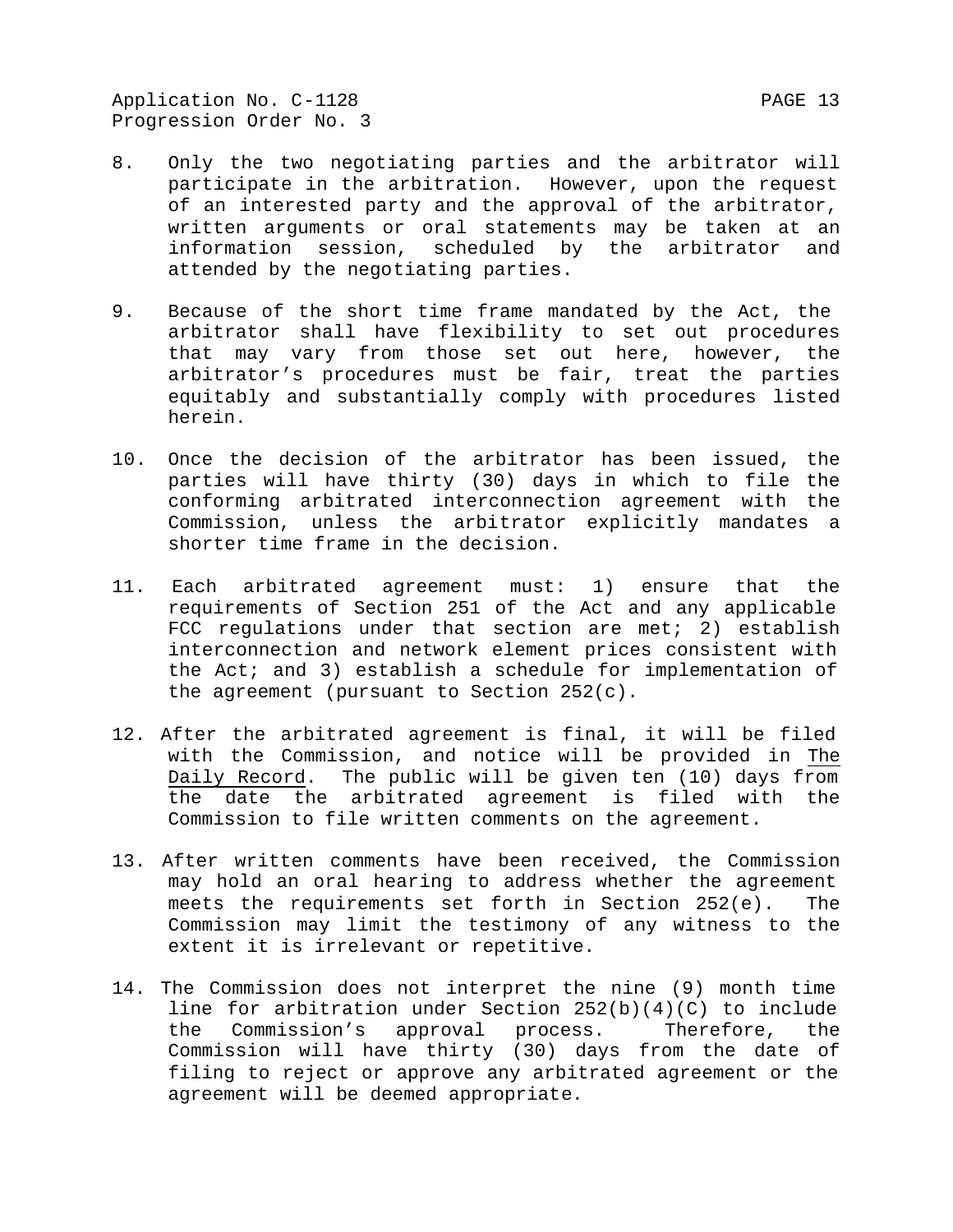8. Only the two negotiating parties and the arbitrator will participate in the arbitration. However, upon the request of an interested party and the approval of the arbitrator, written arguments or oral statements may be taken at an information session, scheduled by the arbitrator and attended by the negotiating parties.

9. Because of the short time frame mandated by the Act, the arbitrator shall have flexibility to set out procedures that may vary from those set out here, however, the arbitrator's procedures must be fair, treat the parties equitably and substantially comply with procedures listed herein.

10. Once the decision of the arbitrator has been issued, the parties will have thirty (30) days in which to file the conforming arbitrated interconnection agreement with the Commission, unless the arbitrator explicitly mandates a shorter time frame in the decision.

11. Each arbitrated agreement must: 1) ensure that the requirements of Section 251 of the Act and any applicable FCC regulations under that section are met; 2) establish interconnection and network element prices consistent with the Act; and 3) establish a schedule for implementation of the agreement (pursuant to Section 252(c).

12. After the arbitrated agreement is final, it will be filed with the Commission, and notice will be provided in The Daily Record. The public will be given ten (10) days from the date the arbitrated agreement is filed with the Commission to file written comments on the agreement.

13. After written comments have been received, the Commission may hold an oral hearing to address whether the agreement meets the requirements set forth in Section 252(e). The Commission may limit the testimony of any witness to the extent it is irrelevant or repetitive.

14. The Commission does not interpret the nine (9) month time line for arbitration under Section 252(b)(4)(C) to include the Commission's approval process. Therefore, the Commission will have thirty (30) days from the date of filing to reject or approve any arbitrated agreement or the agreement will be deemed appropriate.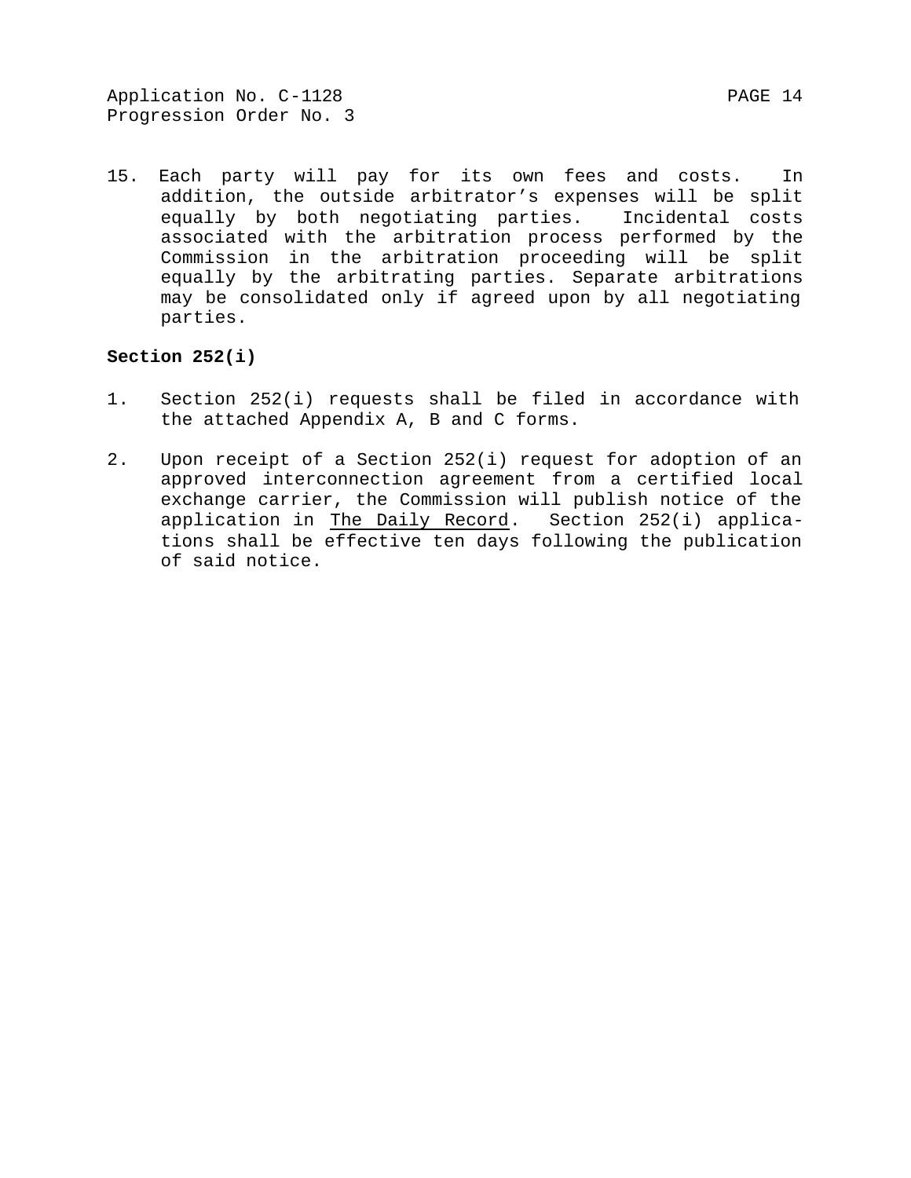15. Each party will pay for its own fees and costs. In addition, the outside arbitrator's expenses will be split equally by both negotiating parties. Incidental costs associated with the arbitration process performed by the Commission in the arbitration proceeding will be split equally by the arbitrating parties. Separate arbitrations may be consolidated only if agreed upon by all negotiating parties.

**Section 252(i)**

1. Section 252(i) requests shall be filed in accordance with the attached Appendix A, B and C forms.

2. Upon receipt of a Section 252(i) request for adoption of an approved interconnection agreement from a certified local exchange carrier, the Commission will publish notice of the application in The Daily Record. Section 252(i) applications shall be effective ten days following the publication of said notice.